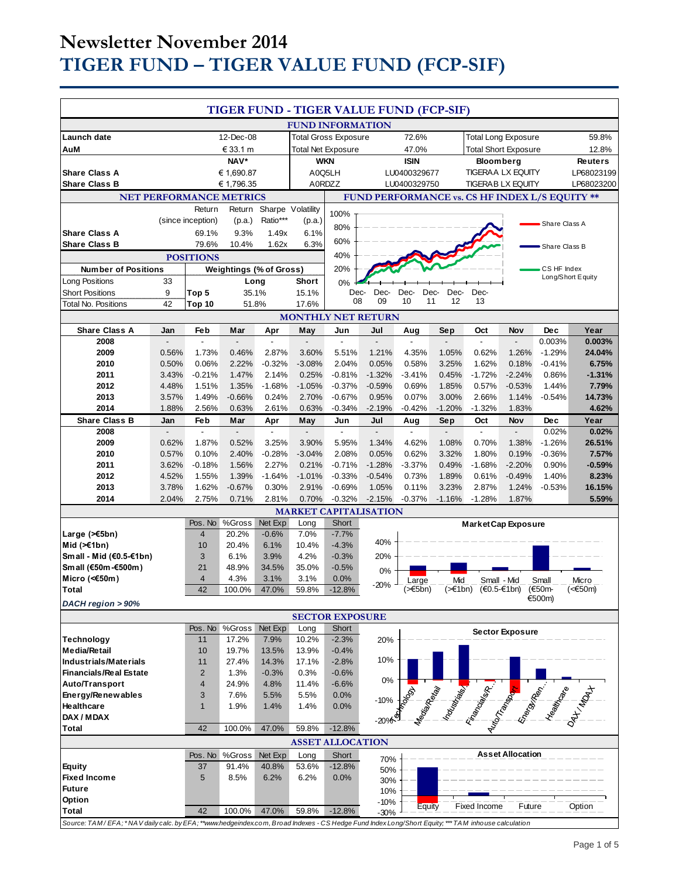# Newsletter November 2014

# TIGER FUND – TIGER VALUE FUND (FCP-SIF)

## TIGER FUND - TIGER VALUE FUND (FCP-SIF)

### FUND INFORMATION

| | | | | | |
|---|---|---|---|---|---|
| **Launch date** | 12-Dec-08 | Total Gross Exposure | 72.6% | Total Long Exposure | 59.8% |
| **AuM** | € 33.1 m | Total Net Exposure | 47.0% | Total Short Exposure | 12.8% |

| | NAV* | WKN | ISIN | Bloomberg | Reuters |
|---|---|---|---|---|---|
| **Share Class A** | € 1,690.87 | A0Q5LH | LU0400329677 | TIGERAA LX EQUITY | LP68023199 |
| **Share Class B** | € 1,796.35 | A0RDZZ | LU0400329750 | TIGERAB LX EQUITY | LP68023200 |

### NET PERFORMANCE METRICS

| | Return (since inception) | Return (p.a.) | Sharpe Ratio*** | Volatility (p.a.) |
|---|---|---|---|---|
| **Share Class A** | 69.1% | 9.3% | 1.49x | 6.1% |
| **Share Class B** | 79.6% | 10.4% | 1.62x | 6.3% |

### FUND PERFORMANCE vs. CS HF INDEX L/S EQUITY **

(Chart: Share Class A, Share Class B, CS HF Index Long/Short Equity; Dec-08 to Dec-13; 0%–100%)

### POSITIONS

| Number of Positions | | Weightings (% of Gross) | Long | Short |
|---|---|---|---|---|
| Long Positions | 33 | | | |
| Short Positions | 9 | Top 5 | 35.1% | 15.1% |
| Total No. Positions | 42 | Top 10 | 51.8% | 17.6% |

### MONTHLY NET RETURN

| Share Class A | Jan | Feb | Mar | Apr | May | Jun | Jul | Aug | Sep | Oct | Nov | Dec | Year |
|---|---|---|---|---|---|---|---|---|---|---|---|---|---|
| 2008 | - | - | - | - | - | - | - | - | - | - | - | 0.003% | **0.003%** |
| 2009 | 0.56% | 1.73% | 0.46% | 2.87% | 3.60% | 5.51% | 1.21% | 4.35% | 1.05% | 0.62% | 1.26% | -1.29% | **24.04%** |
| 2010 | 0.50% | 0.06% | 2.22% | -0.32% | -3.08% | 2.04% | 0.05% | 0.58% | 3.25% | 1.62% | 0.18% | -0.41% | **6.75%** |
| 2011 | 3.43% | -0.21% | 1.47% | 2.14% | 0.25% | -0.81% | -1.32% | -3.41% | 0.45% | -1.72% | -2.24% | 0.86% | **-1.31%** |
| 2012 | 4.48% | 1.51% | 1.35% | -1.68% | -1.05% | -0.37% | -0.59% | 0.69% | 1.85% | 0.57% | -0.53% | 1.44% | **7.79%** |
| 2013 | 3.57% | 1.49% | -0.66% | 0.24% | 2.70% | -0.67% | 0.95% | 0.07% | 3.00% | 2.66% | 1.14% | -0.54% | **14.73%** |
| 2014 | 1.88% | 2.56% | 0.63% | 2.61% | 0.63% | -0.34% | -2.19% | -0.42% | -1.20% | -1.32% | 1.83% | | **4.62%** |

| Share Class B | Jan | Feb | Mar | Apr | May | Jun | Jul | Aug | Sep | Oct | Nov | Dec | Year |
|---|---|---|---|---|---|---|---|---|---|---|---|---|---|
| 2008 | - | - | - | - | - | - | - | - | - | - | - | 0.02% | **0.02%** |
| 2009 | 0.62% | 1.87% | 0.52% | 3.25% | 3.90% | 5.95% | 1.34% | 4.62% | 1.08% | 0.70% | 1.38% | -1.26% | **26.51%** |
| 2010 | 0.57% | 0.10% | 2.40% | -0.28% | -3.04% | 2.08% | 0.05% | 0.62% | 3.32% | 1.80% | 0.19% | -0.36% | **7.57%** |
| 2011 | 3.62% | -0.18% | 1.56% | 2.27% | 0.21% | -0.71% | -1.28% | -3.37% | 0.49% | -1.68% | -2.20% | 0.90% | **-0.59%** |
| 2012 | 4.52% | 1.55% | 1.39% | -1.64% | -1.01% | -0.33% | -0.54% | 0.73% | 1.89% | 0.61% | -0.49% | 1.40% | **8.23%** |
| 2013 | 3.78% | 1.62% | -0.67% | 0.30% | 2.91% | -0.69% | 1.05% | 0.11% | 3.23% | 2.87% | 1.24% | -0.53% | **16.15%** |
| 2014 | 2.04% | 2.75% | 0.71% | 2.81% | 0.70% | -0.32% | -2.15% | -0.37% | -1.16% | -1.28% | 1.87% | | **5.59%** |

### MARKET CAPITALISATION

| | Pos. No | %Gross | Net Exp | Long | Short |
|---|---|---|---|---|---|
| **Large (>€5bn)** | 4 | 20.2% | -0.6% | 7.0% | -7.7% |
| **Mid (>€1bn)** | 10 | 20.4% | 6.1% | 10.4% | -4.3% |
| **Small - Mid (€0.5-€1bn)** | 3 | 6.1% | 3.9% | 4.2% | -0.3% |
| **Small (€50m-€500m)** | 21 | 48.9% | 34.5% | 35.0% | -0.5% |
| **Micro (<€50m)** | 4 | 4.3% | 3.1% | 3.1% | 0.0% |
| **Total** | 42 | 100.0% | 47.0% | 59.8% | -12.8% |

***DACH region > 90%***

(Chart: Market Cap Exposure)

### SECTOR EXPOSURE

| | Pos. No | %Gross | Net Exp | Long | Short |
|---|---|---|---|---|---|
| **Technology** | 11 | 17.2% | 7.9% | 10.2% | -2.3% |
| **Media/Retail** | 10 | 19.7% | 13.5% | 13.9% | -0.4% |
| **Industrials/Materials** | 11 | 27.4% | 14.3% | 17.1% | -2.8% |
| **Financials/Real Estate** | 2 | 1.3% | -0.3% | 0.3% | -0.6% |
| **Auto/Transport** | 4 | 24.9% | 4.8% | 11.4% | -6.6% |
| **Energy/Renewables** | 3 | 7.6% | 5.5% | 5.5% | 0.0% |
| **Healthcare** | 1 | 1.9% | 1.4% | 1.4% | 0.0% |
| **DAX / MDAX** | | | | | |
| **Total** | 42 | 100.0% | 47.0% | 59.8% | -12.8% |

(Chart: Sector Exposure)

### ASSET ALLOCATION

| | Pos. No | %Gross | Net Exp | Long | Short |
|---|---|---|---|---|---|
| **Equity** | 37 | 91.4% | 40.8% | 53.6% | -12.8% |
| **Fixed Income** | 5 | 8.5% | 6.2% | 6.2% | 0.0% |
| **Future** | | | | | |
| **Option** | | | | | |
| **Total** | 42 | 100.0% | 47.0% | 59.8% | -12.8% |

(Chart: Asset Allocation)

*Source: TAM / EFA; * NAV daily calc. by EFA; **www.hedgeindex.com, Broad Indexes - CS Hedge Fund Index Long/Short Equity; *** TAM inhouse calculation*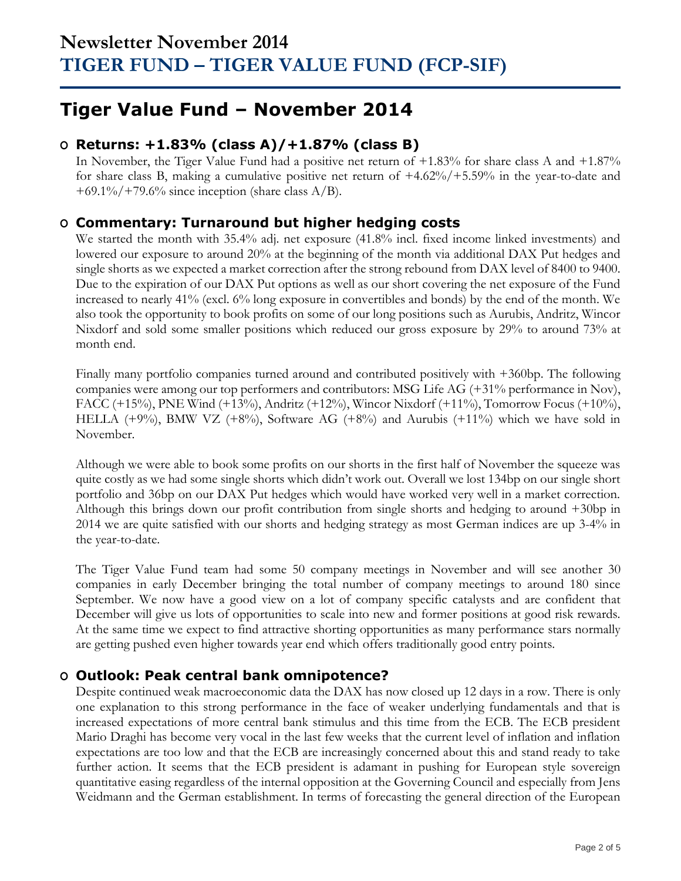# Newsletter November 2014
# TIGER FUND – TIGER VALUE FUND (FCP-SIF)

## Tiger Value Fund – November 2014

### o Returns: +1.83% (class A)/+1.87% (class B)

In November, the Tiger Value Fund had a positive net return of +1.83% for share class A and +1.87% for share class B, making a cumulative positive net return of +4.62%/+5.59% in the year-to-date and +69.1%/+79.6% since inception (share class A/B).

### o Commentary: Turnaround but higher hedging costs

We started the month with 35.4% adj. net exposure (41.8% incl. fixed income linked investments) and lowered our exposure to around 20% at the beginning of the month via additional DAX Put hedges and single shorts as we expected a market correction after the strong rebound from DAX level of 8400 to 9400. Due to the expiration of our DAX Put options as well as our short covering the net exposure of the Fund increased to nearly 41% (excl. 6% long exposure in convertibles and bonds) by the end of the month. We also took the opportunity to book profits on some of our long positions such as Aurubis, Andritz, Wincor Nixdorf and sold some smaller positions which reduced our gross exposure by 29% to around 73% at month end.

Finally many portfolio companies turned around and contributed positively with +360bp. The following companies were among our top performers and contributors: MSG Life AG (+31% performance in Nov), FACC (+15%), PNE Wind (+13%), Andritz (+12%), Wincor Nixdorf (+11%), Tomorrow Focus (+10%), HELLA (+9%), BMW VZ (+8%), Software AG (+8%) and Aurubis (+11%) which we have sold in November.

Although we were able to book some profits on our shorts in the first half of November the squeeze was quite costly as we had some single shorts which didn't work out. Overall we lost 134bp on our single short portfolio and 36bp on our DAX Put hedges which would have worked very well in a market correction. Although this brings down our profit contribution from single shorts and hedging to around +30bp in 2014 we are quite satisfied with our shorts and hedging strategy as most German indices are up 3-4% in the year-to-date.

The Tiger Value Fund team had some 50 company meetings in November and will see another 30 companies in early December bringing the total number of company meetings to around 180 since September. We now have a good view on a lot of company specific catalysts and are confident that December will give us lots of opportunities to scale into new and former positions at good risk rewards. At the same time we expect to find attractive shorting opportunities as many performance stars normally are getting pushed even higher towards year end which offers traditionally good entry points.

### o Outlook: Peak central bank omnipotence?

Despite continued weak macroeconomic data the DAX has now closed up 12 days in a row. There is only one explanation to this strong performance in the face of weaker underlying fundamentals and that is increased expectations of more central bank stimulus and this time from the ECB. The ECB president Mario Draghi has become very vocal in the last few weeks that the current level of inflation and inflation expectations are too low and that the ECB are increasingly concerned about this and stand ready to take further action. It seems that the ECB president is adamant in pushing for European style sovereign quantitative easing regardless of the internal opposition at the Governing Council and especially from Jens Weidmann and the German establishment. In terms of forecasting the general direction of the European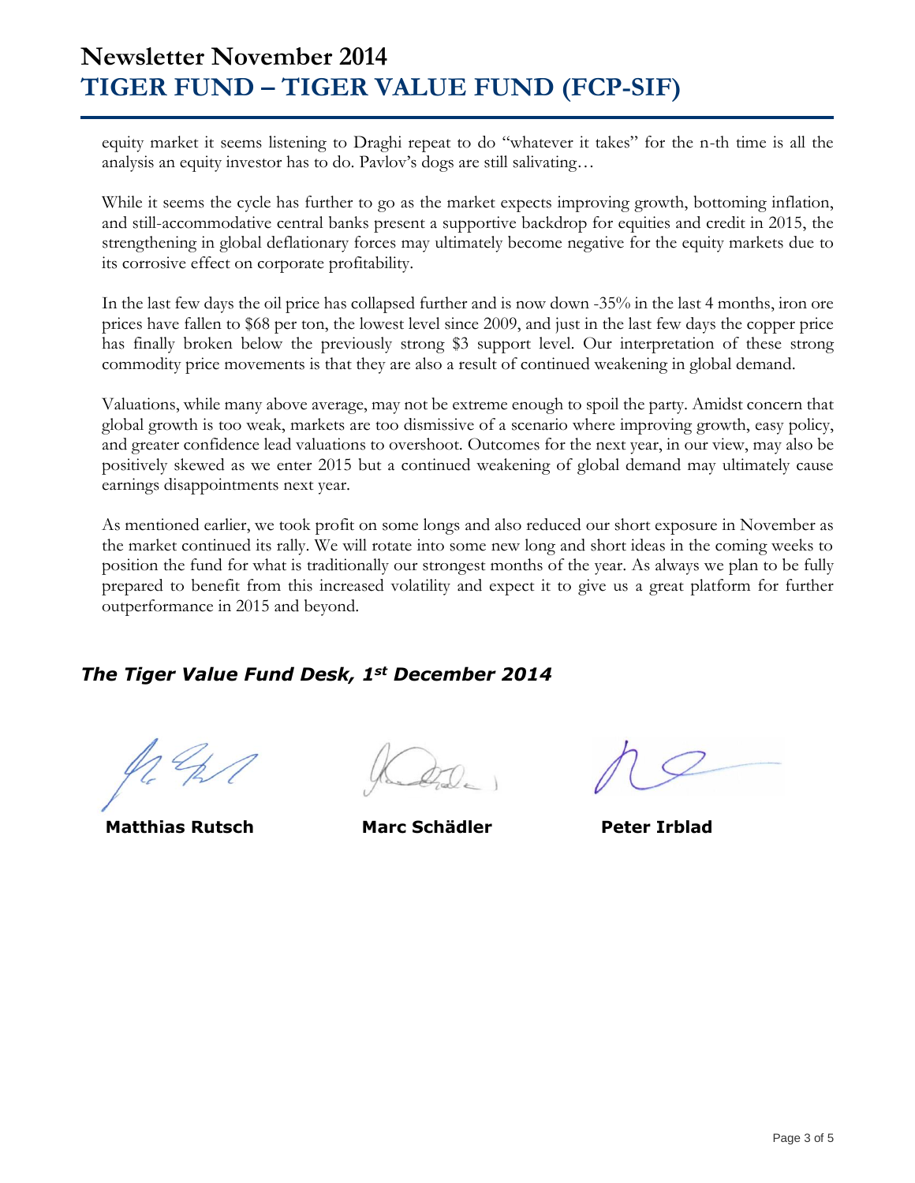equity market it seems listening to Draghi repeat to do "whatever it takes" for the n-th time is all the analysis an equity investor has to do. Pavlov's dogs are still salivating…

While it seems the cycle has further to go as the market expects improving growth, bottoming inflation, and still-accommodative central banks present a supportive backdrop for equities and credit in 2015, the strengthening in global deflationary forces may ultimately become negative for the equity markets due to its corrosive effect on corporate profitability.

In the last few days the oil price has collapsed further and is now down -35% in the last 4 months, iron ore prices have fallen to $68 per ton, the lowest level since 2009, and just in the last few days the copper price has finally broken below the previously strong $3 support level. Our interpretation of these strong commodity price movements is that they are also a result of continued weakening in global demand.

Valuations, while many above average, may not be extreme enough to spoil the party. Amidst concern that global growth is too weak, markets are too dismissive of a scenario where improving growth, easy policy, and greater confidence lead valuations to overshoot. Outcomes for the next year, in our view, may also be positively skewed as we enter 2015 but a continued weakening of global demand may ultimately cause earnings disappointments next year.

As mentioned earlier, we took profit on some longs and also reduced our short exposure in November as the market continued its rally. We will rotate into some new long and short ideas in the coming weeks to position the fund for what is traditionally our strongest months of the year. As always we plan to be fully prepared to benefit from this increased volatility and expect it to give us a great platform for further outperformance in 2015 and beyond.

***The Tiger Value Fund Desk, 1st December 2014***

**Matthias Rutsch** **Marc Schädler** **Peter Irblad**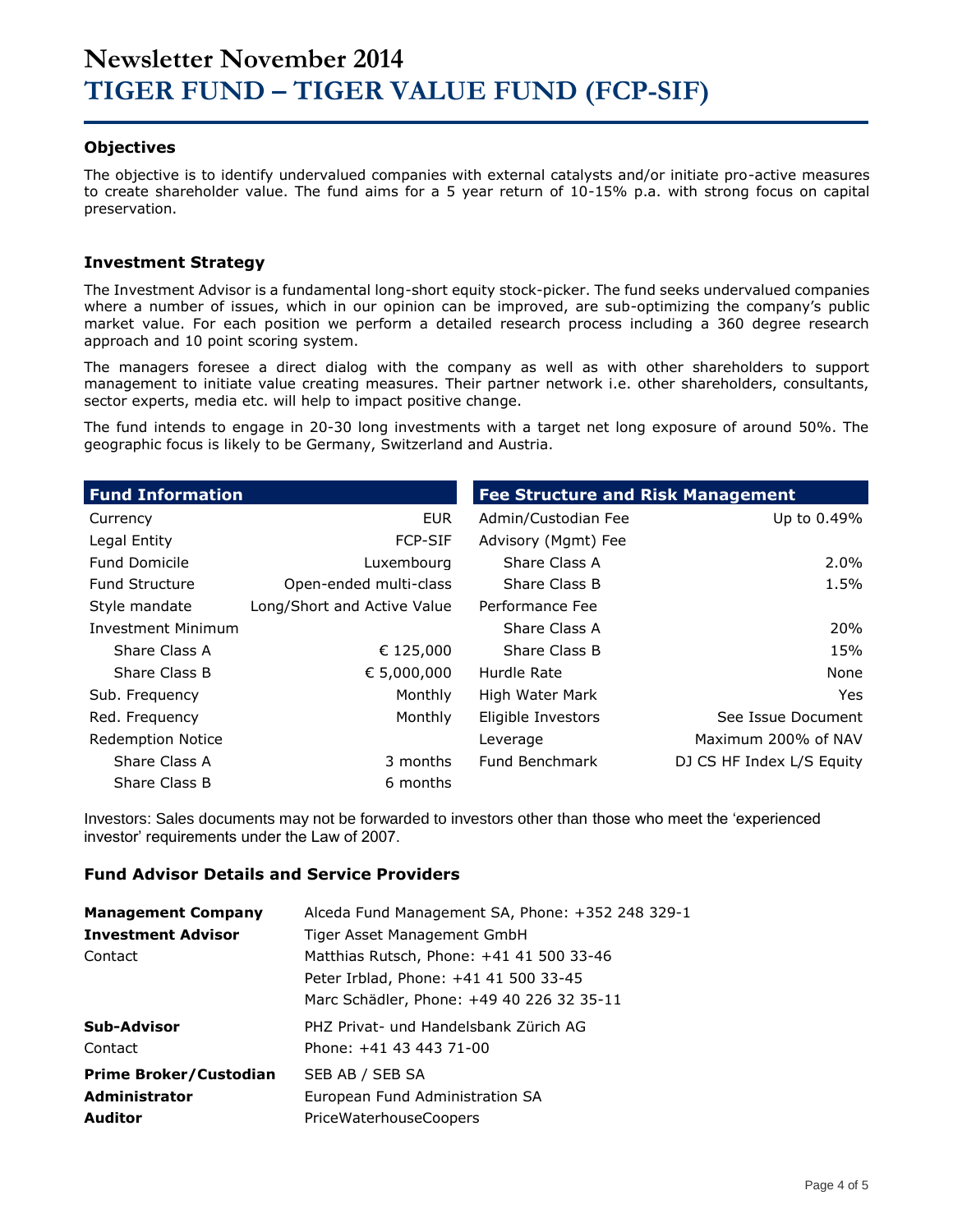# Newsletter November 2014
# TIGER FUND – TIGER VALUE FUND (FCP-SIF)

### Objectives

The objective is to identify undervalued companies with external catalysts and/or initiate pro-active measures to create shareholder value. The fund aims for a 5 year return of 10-15% p.a. with strong focus on capital preservation.

### Investment Strategy

The Investment Advisor is a fundamental long-short equity stock-picker. The fund seeks undervalued companies where a number of issues, which in our opinion can be improved, are sub-optimizing the company's public market value. For each position we perform a detailed research process including a 360 degree research approach and 10 point scoring system.

The managers foresee a direct dialog with the company as well as with other shareholders to support management to initiate value creating measures. Their partner network i.e. other shareholders, consultants, sector experts, media etc. will help to impact positive change.

The fund intends to engage in 20-30 long investments with a target net long exposure of around 50%. The geographic focus is likely to be Germany, Switzerland and Austria.

| Fund Information | |
|---|---|
| Currency | EUR |
| Legal Entity | FCP-SIF |
| Fund Domicile | Luxembourg |
| Fund Structure | Open-ended multi-class |
| Style mandate | Long/Short and Active Value |
| Investment Minimum | |
| Share Class A | € 125,000 |
| Share Class B | € 5,000,000 |
| Sub. Frequency | Monthly |
| Red. Frequency | Monthly |
| Redemption Notice | |
| Share Class A | 3 months |
| Share Class B | 6 months |

| Fee Structure and Risk Management | |
|---|---|
| Admin/Custodian Fee | Up to 0.49% |
| Advisory (Mgmt) Fee | |
| Share Class A | 2.0% |
| Share Class B | 1.5% |
| Performance Fee | |
| Share Class A | 20% |
| Share Class B | 15% |
| Hurdle Rate | None |
| High Water Mark | Yes |
| Eligible Investors | See Issue Document |
| Leverage | Maximum 200% of NAV |
| Fund Benchmark | DJ CS HF Index L/S Equity |

Investors: Sales documents may not be forwarded to investors other than those who meet the 'experienced investor' requirements under the Law of 2007.

### Fund Advisor Details and Service Providers

| | |
|---|---|
| **Management Company** | Alceda Fund Management SA, Phone: +352 248 329-1 |
| **Investment Advisor** | Tiger Asset Management GmbH |
| Contact | Matthias Rutsch, Phone: +41 41 500 33-46 |
| | Peter Irblad, Phone: +41 41 500 33-45 |
| | Marc Schädler, Phone: +49 40 226 32 35-11 |
| **Sub-Advisor** | PHZ Privat- und Handelsbank Zürich AG |
| Contact | Phone: +41 43 443 71-00 |
| **Prime Broker/Custodian** | SEB AB / SEB SA |
| **Administrator** | European Fund Administration SA |
| **Auditor** | PriceWaterhouseCoopers |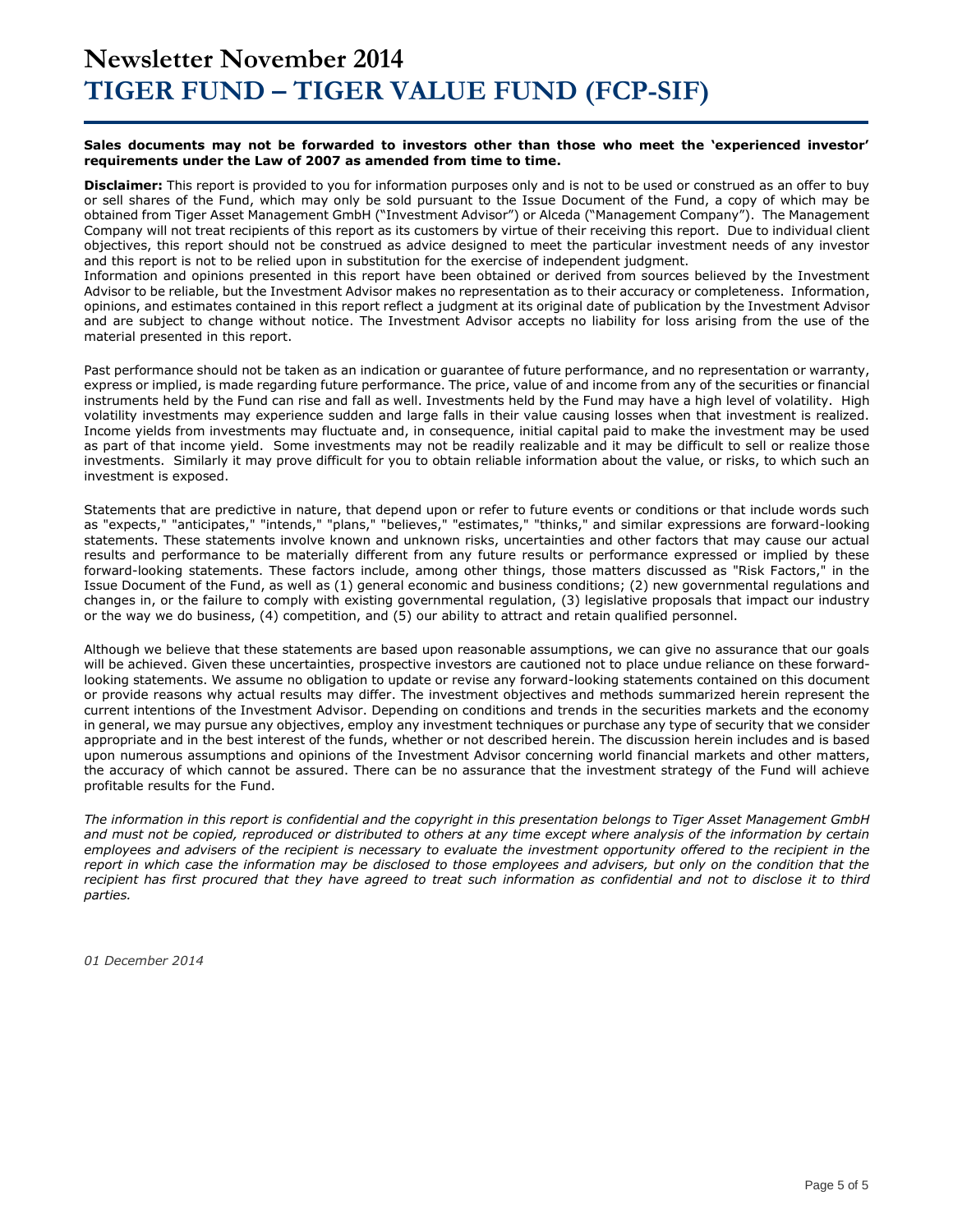# Newsletter November 2014
# TIGER FUND – TIGER VALUE FUND (FCP-SIF)

**Sales documents may not be forwarded to investors other than those who meet the 'experienced investor' requirements under the Law of 2007 as amended from time to time.**

**Disclaimer:** This report is provided to you for information purposes only and is not to be used or construed as an offer to buy or sell shares of the Fund, which may only be sold pursuant to the Issue Document of the Fund, a copy of which may be obtained from Tiger Asset Management GmbH ("Investment Advisor") or Alceda ("Management Company"). The Management Company will not treat recipients of this report as its customers by virtue of their receiving this report. Due to individual client objectives, this report should not be construed as advice designed to meet the particular investment needs of any investor and this report is not to be relied upon in substitution for the exercise of independent judgment.
Information and opinions presented in this report have been obtained or derived from sources believed by the Investment Advisor to be reliable, but the Investment Advisor makes no representation as to their accuracy or completeness. Information, opinions, and estimates contained in this report reflect a judgment at its original date of publication by the Investment Advisor and are subject to change without notice. The Investment Advisor accepts no liability for loss arising from the use of the material presented in this report.

Past performance should not be taken as an indication or guarantee of future performance, and no representation or warranty, express or implied, is made regarding future performance. The price, value of and income from any of the securities or financial instruments held by the Fund can rise and fall as well. Investments held by the Fund may have a high level of volatility. High volatility investments may experience sudden and large falls in their value causing losses when that investment is realized. Income yields from investments may fluctuate and, in consequence, initial capital paid to make the investment may be used as part of that income yield. Some investments may not be readily realizable and it may be difficult to sell or realize those investments. Similarly it may prove difficult for you to obtain reliable information about the value, or risks, to which such an investment is exposed.

Statements that are predictive in nature, that depend upon or refer to future events or conditions or that include words such as "expects," "anticipates," "intends," "plans," "believes," "estimates," "thinks," and similar expressions are forward-looking statements. These statements involve known and unknown risks, uncertainties and other factors that may cause our actual results and performance to be materially different from any future results or performance expressed or implied by these forward-looking statements. These factors include, among other things, those matters discussed as "Risk Factors," in the Issue Document of the Fund, as well as (1) general economic and business conditions; (2) new governmental regulations and changes in, or the failure to comply with existing governmental regulation, (3) legislative proposals that impact our industry or the way we do business, (4) competition, and (5) our ability to attract and retain qualified personnel.

Although we believe that these statements are based upon reasonable assumptions, we can give no assurance that our goals will be achieved. Given these uncertainties, prospective investors are cautioned not to place undue reliance on these forward-looking statements. We assume no obligation to update or revise any forward-looking statements contained on this document or provide reasons why actual results may differ. The investment objectives and methods summarized herein represent the current intentions of the Investment Advisor. Depending on conditions and trends in the securities markets and the economy in general, we may pursue any objectives, employ any investment techniques or purchase any type of security that we consider appropriate and in the best interest of the funds, whether or not described herein. The discussion herein includes and is based upon numerous assumptions and opinions of the Investment Advisor concerning world financial markets and other matters, the accuracy of which cannot be assured. There can be no assurance that the investment strategy of the Fund will achieve profitable results for the Fund.

*The information in this report is confidential and the copyright in this presentation belongs to Tiger Asset Management GmbH and must not be copied, reproduced or distributed to others at any time except where analysis of the information by certain employees and advisers of the recipient is necessary to evaluate the investment opportunity offered to the recipient in the report in which case the information may be disclosed to those employees and advisers, but only on the condition that the recipient has first procured that they have agreed to treat such information as confidential and not to disclose it to third parties.*

*01 December 2014*